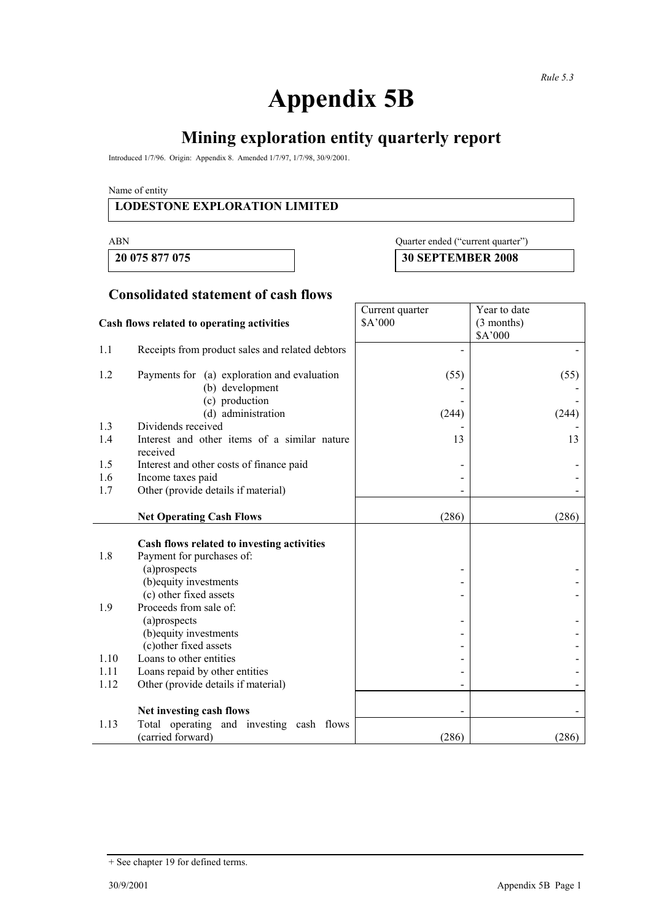*Rule 5.3*

# Appendix 5B

## Mining exploration entity quarterly report

Introduced 1/7/96. Origin: Appendix 8. Amended 1/7/97, 1/7/98, 30/9/2001.

Name of entity

**LODESTONE EXPLORATION LIMITED**

| ABN | Quarter ended ("current quarter") |
|---|---|
| **20 075 877 075** | **30 SEPTEMBER 2008** |

## Consolidated statement of cash flows

| | **Cash flows related to operating activities** | Current quarter $A'000 | Year to date (3 months) $A'000 |
|---|---|---|---|
| 1.1 | Receipts from product sales and related debtors | - | - |
| 1.2 | Payments for (a) exploration and evaluation | (55) | (55) |
| | (b) development | - | - |
| | (c) production | - | - |
| | (d) administration | (244) | (244) |
| 1.3 | Dividends received | - | - |
| 1.4 | Interest and other items of a similar nature received | 13 | 13 |
| 1.5 | Interest and other costs of finance paid | - | - |
| 1.6 | Income taxes paid | - | - |
| 1.7 | Other (provide details if material) | - | - |
| | **Net Operating Cash Flows** | (286) | (286) |
| | **Cash flows related to investing activities** | | |
| 1.8 | Payment for purchases of: | | |
| | (a)prospects | - | - |
| | (b)equity investments | - | - |
| | (c) other fixed assets | - | - |
| 1.9 | Proceeds from sale of: | | |
| | (a)prospects | - | - |
| | (b)equity investments | - | - |
| | (c)other fixed assets | - | - |
| 1.10 | Loans to other entities | - | - |
| 1.11 | Loans repaid by other entities | - | - |
| 1.12 | Other (provide details if material) | - | - |
| | **Net investing cash flows** | - | - |
| 1.13 | Total operating and investing cash flows (carried forward) | (286) | (286) |

+ See chapter 19 for defined terms.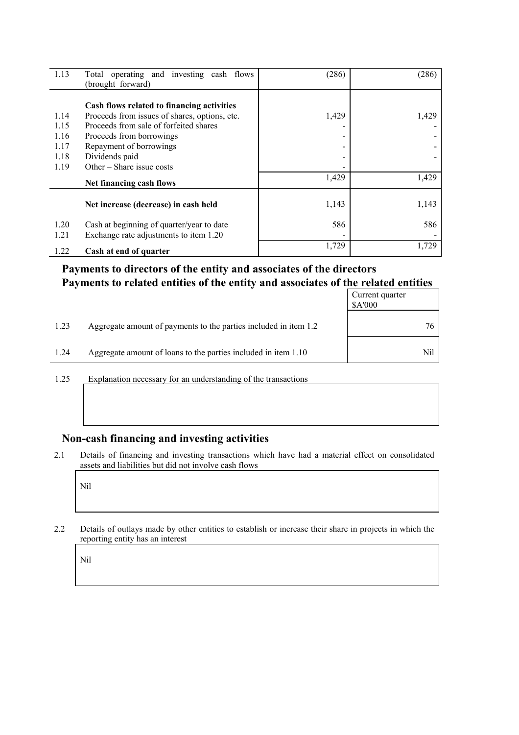| | | | |
|---|---|---|---|
| 1.13 | Total operating and investing cash flows (brought forward) | (286) | (286) |
| | **Cash flows related to financing activities** | | |
| 1.14 | Proceeds from issues of shares, options, etc. | 1,429 | 1,429 |
| 1.15 | Proceeds from sale of forfeited shares | - | - |
| 1.16 | Proceeds from borrowings | - | - |
| 1.17 | Repayment of borrowings | - | - |
| 1.18 | Dividends paid | - | - |
| 1.19 | Other – Share issue costs | - | |
| | **Net financing cash flows** | 1,429 | 1,429 |
| | **Net increase (decrease) in cash held** | 1,143 | 1,143 |
| 1.20 | Cash at beginning of quarter/year to date | 586 | 586 |
| 1.21 | Exchange rate adjustments to item 1.20 | - | - |
| 1.22 | **Cash at end of quarter** | 1,729 | 1,729 |

## Payments to directors of the entity and associates of the directors
## Payments to related entities of the entity and associates of the related entities

| | | Current quarter $A'000 |
|---|---|---|
| 1.23 | Aggregate amount of payments to the parties included in item 1.2 | 76 |
| 1.24 | Aggregate amount of loans to the parties included in item 1.10 | Nil |

1.25 Explanation necessary for an understanding of the transactions

## Non-cash financing and investing activities

2.1 Details of financing and investing transactions which have had a material effect on consolidated assets and liabilities but did not involve cash flows

Nil

2.2 Details of outlays made by other entities to establish or increase their share in projects in which the reporting entity has an interest

Nil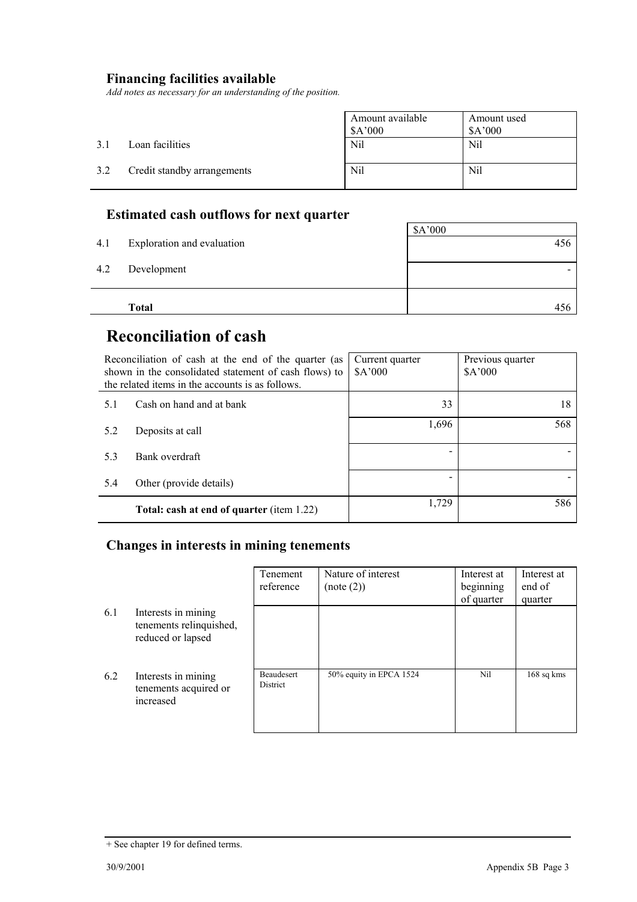## Financing facilities available

*Add notes as necessary for an understanding of the position.*

| | | Amount available $A'000 | Amount used $A'000 |
|---|---|---|---|
| 3.1 | Loan facilities | Nil | Nil |
| 3.2 | Credit standby arrangements | Nil | Nil |

## Estimated cash outflows for next quarter

| | | $A'000 |
|---|---|---|
| 4.1 | Exploration and evaluation | 456 |
| 4.2 | Development | - |
| | **Total** | 456 |

# Reconciliation of cash

| Reconciliation of cash at the end of the quarter (as shown in the consolidated statement of cash flows) to the related items in the accounts is as follows. | | Current quarter $A'000 | Previous quarter $A'000 |
|---|---|---|---|
| 5.1 | Cash on hand and at bank | 33 | 18 |
| 5.2 | Deposits at call | 1,696 | 568 |
| 5.3 | Bank overdraft | - | - |
| 5.4 | Other (provide details) | - | - |
| | **Total: cash at end of quarter** (item 1.22) | 1,729 | 586 |

## Changes in interests in mining tenements

| | | Tenement reference | Nature of interest (note (2)) | Interest at beginning of quarter | Interest at end of quarter |
|---|---|---|---|---|---|
| 6.1 | Interests in mining tenements relinquished, reduced or lapsed | | | | |
| 6.2 | Interests in mining tenements acquired or increased | Beaudesert District | 50% equity in EPCA 1524 | Nil | 168 sq kms |

+ See chapter 19 for defined terms.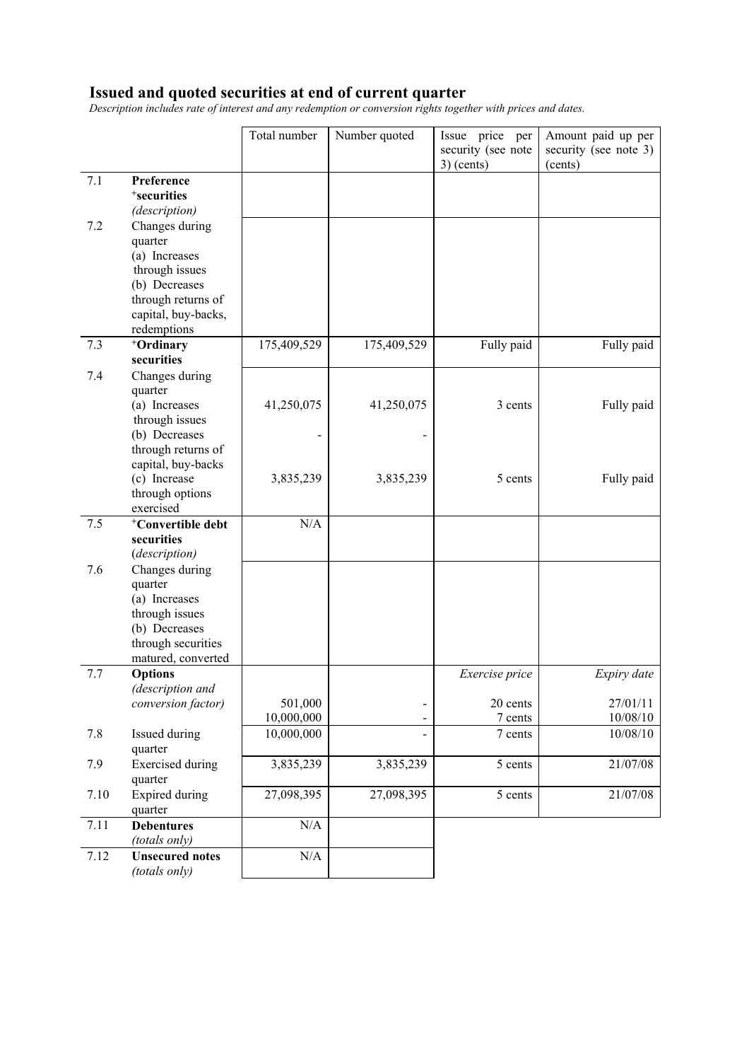## Issued and quoted securities at end of current quarter

*Description includes rate of interest and any redemption or conversion rights together with prices and dates.*

| | | Total number | Number quoted | Issue price per security (see note 3) (cents) | Amount paid up per security (see note 3) (cents) |
|---|---|---|---|---|---|
| 7.1 | **Preference +securities** *(description)* | | | | |
| 7.2 | Changes during quarter (a) Increases through issues (b) Decreases through returns of capital, buy-backs, redemptions | | | | |
| 7.3 | **+Ordinary securities** | 175,409,529 | 175,409,529 | Fully paid | Fully paid |
| 7.4 | Changes during quarter (a) Increases through issues | 41,250,075 | 41,250,075 | 3 cents | Fully paid |
| | (b) Decreases through returns of capital, buy-backs | - | - | | |
| | (c) Increase through options exercised | 3,835,239 | 3,835,239 | 5 cents | Fully paid |
| 7.5 | **+Convertible debt securities** *(description)* | N/A | | | |
| 7.6 | Changes during quarter (a) Increases through issues (b) Decreases through securities matured, converted | | | | |
| 7.7 | **Options** *(description and conversion factor)* | | | *Exercise price* | *Expiry date* |
| | | 501,000 | - | 20 cents | 27/01/11 |
| | | 10,000,000 | - | 7 cents | 10/08/10 |
| 7.8 | Issued during quarter | 10,000,000 | - | 7 cents | 10/08/10 |
| 7.9 | Exercised during quarter | 3,835,239 | 3,835,239 | 5 cents | 21/07/08 |
| 7.10 | Expired during quarter | 27,098,395 | 27,098,395 | 5 cents | 21/07/08 |
| 7.11 | **Debentures** *(totals only)* | N/A | | | |
| 7.12 | **Unsecured notes** *(totals only)* | N/A | | | |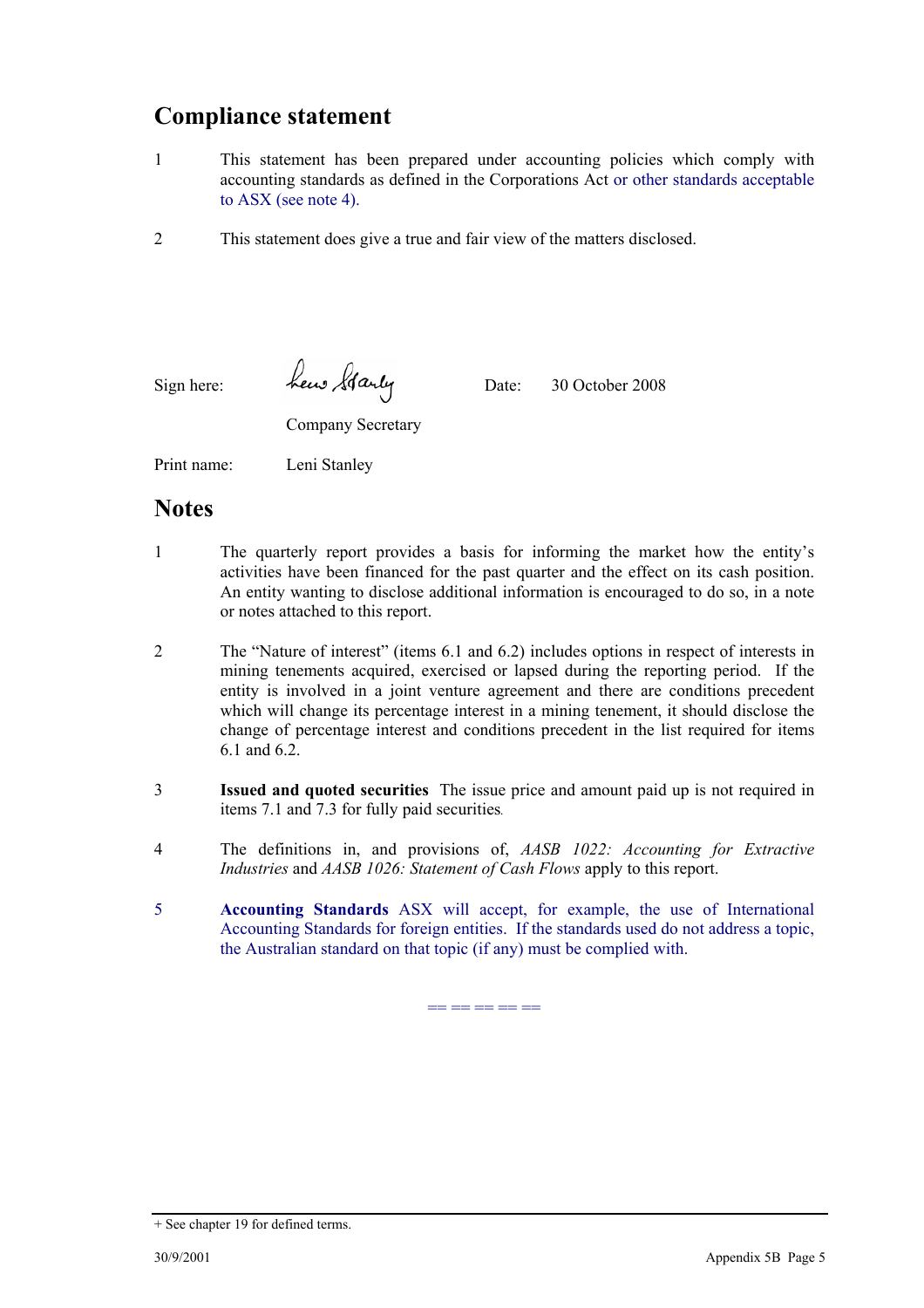## Compliance statement

1 This statement has been prepared under accounting policies which comply with accounting standards as defined in the Corporations Act or other standards acceptable to ASX (see note 4).

2 This statement does give a true and fair view of the matters disclosed.

Sign here: Leni Stanley Date: 30 October 2008

Company Secretary

Print name: Leni Stanley

## Notes

1 The quarterly report provides a basis for informing the market how the entity's activities have been financed for the past quarter and the effect on its cash position. An entity wanting to disclose additional information is encouraged to do so, in a note or notes attached to this report.

2 The "Nature of interest" (items 6.1 and 6.2) includes options in respect of interests in mining tenements acquired, exercised or lapsed during the reporting period. If the entity is involved in a joint venture agreement and there are conditions precedent which will change its percentage interest in a mining tenement, it should disclose the change of percentage interest and conditions precedent in the list required for items 6.1 and 6.2.

3 **Issued and quoted securities** The issue price and amount paid up is not required in items 7.1 and 7.3 for fully paid securities.

4 The definitions in, and provisions of, *AASB 1022: Accounting for Extractive Industries* and *AASB 1026: Statement of Cash Flows* apply to this report.

5 **Accounting Standards** ASX will accept, for example, the use of International Accounting Standards for foreign entities. If the standards used do not address a topic, the Australian standard on that topic (if any) must be complied with.

== == == == ==

+ See chapter 19 for defined terms.